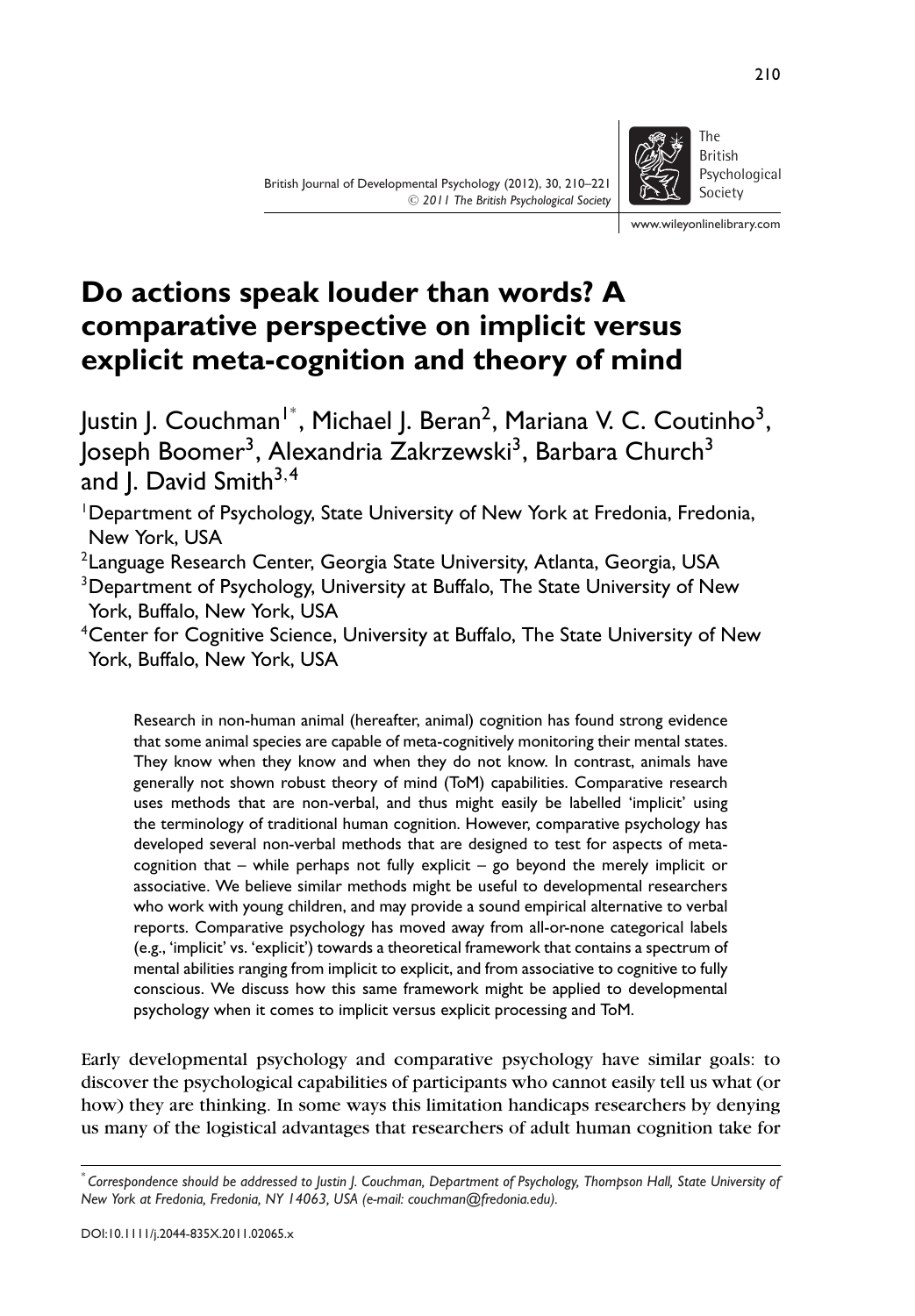# Do actions speak louder than words? A comparative perspective on implicit versus explicit meta-cognition and theory of mind

Justin J. Couchman[1*], Michael J. Beran[2], Mariana V. C. Coutinho[3], Joseph Boomer[3], Alexandria Zakrzewski[3], Barbara Church[3] and J. David Smith[3,4]

[1]Department of Psychology, State University of New York at Fredonia, Fredonia, New York, USA

[2]Language Research Center, Georgia State University, Atlanta, Georgia, USA

[3]Department of Psychology, University at Buffalo, The State University of New York, Buffalo, New York, USA

[4]Center for Cognitive Science, University at Buffalo, The State University of New York, Buffalo, New York, USA

Research in non-human animal (hereafter, animal) cognition has found strong evidence that some animal species are capable of meta-cognitively monitoring their mental states. They know when they know and when they do not know. In contrast, animals have generally not shown robust theory of mind (ToM) capabilities. Comparative research uses methods that are non-verbal, and thus might easily be labelled 'implicit' using the terminology of traditional human cognition. However, comparative psychology has developed several non-verbal methods that are designed to test for aspects of meta-cognition that – while perhaps not fully explicit – go beyond the merely implicit or associative. We believe similar methods might be useful to developmental researchers who work with young children, and may provide a sound empirical alternative to verbal reports. Comparative psychology has moved away from all-or-none categorical labels (e.g., 'implicit' vs. 'explicit') towards a theoretical framework that contains a spectrum of mental abilities ranging from implicit to explicit, and from associative to cognitive to fully conscious. We discuss how this same framework might be applied to developmental psychology when it comes to implicit versus explicit processing and ToM.

Early developmental psychology and comparative psychology have similar goals: to discover the psychological capabilities of participants who cannot easily tell us what (or how) they are thinking. In some ways this limitation handicaps researchers by denying us many of the logistical advantages that researchers of adult human cognition take for

*Correspondence should be addressed to Justin J. Couchman, Department of Psychology, Thompson Hall, State University of New York at Fredonia, Fredonia, NY 14063, USA (e-mail: couchman@fredonia.edu).

DOI:10.1111/j.2044-835X.2011.02065.x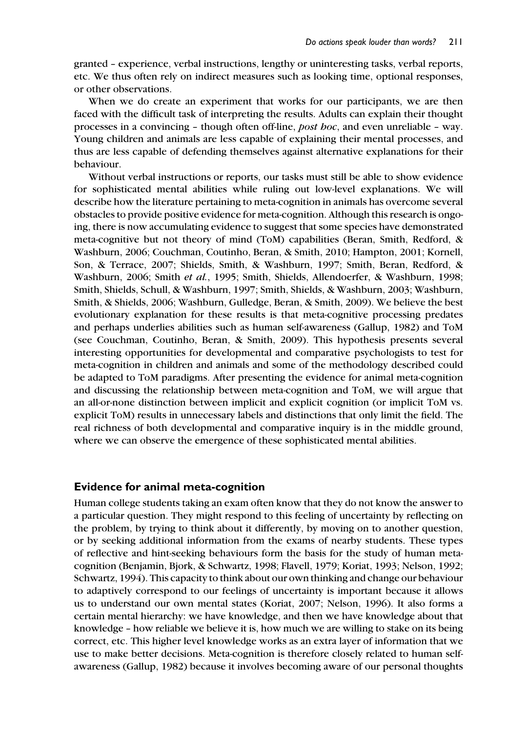granted – experience, verbal instructions, lengthy or uninteresting tasks, verbal reports, etc. We thus often rely on indirect measures such as looking time, optional responses, or other observations.

When we do create an experiment that works for our participants, we are then faced with the difficult task of interpreting the results. Adults can explain their thought processes in a convincing – though often off-line, *post hoc*, and even unreliable – way. Young children and animals are less capable of explaining their mental processes, and thus are less capable of defending themselves against alternative explanations for their behaviour.

Without verbal instructions or reports, our tasks must still be able to show evidence for sophisticated mental abilities while ruling out low-level explanations. We will describe how the literature pertaining to meta-cognition in animals has overcome several obstacles to provide positive evidence for meta-cognition. Although this research is ongoing, there is now accumulating evidence to suggest that some species have demonstrated meta-cognitive but not theory of mind (ToM) capabilities (Beran, Smith, Redford, & Washburn, 2006; Couchman, Coutinho, Beran, & Smith, 2010; Hampton, 2001; Kornell, Son, & Terrace, 2007; Shields, Smith, & Washburn, 1997; Smith, Beran, Redford, & Washburn, 2006; Smith *et al.*, 1995; Smith, Shields, Allendoerfer, & Washburn, 1998; Smith, Shields, Schull, & Washburn, 1997; Smith, Shields, & Washburn, 2003; Washburn, Smith, & Shields, 2006; Washburn, Gulledge, Beran, & Smith, 2009). We believe the best evolutionary explanation for these results is that meta-cognitive processing predates and perhaps underlies abilities such as human self-awareness (Gallup, 1982) and ToM (see Couchman, Coutinho, Beran, & Smith, 2009). This hypothesis presents several interesting opportunities for developmental and comparative psychologists to test for meta-cognition in children and animals and some of the methodology described could be adapted to ToM paradigms. After presenting the evidence for animal meta-cognition and discussing the relationship between meta-cognition and ToM, we will argue that an all-or-none distinction between implicit and explicit cognition (or implicit ToM vs. explicit ToM) results in unnecessary labels and distinctions that only limit the field. The real richness of both developmental and comparative inquiry is in the middle ground, where we can observe the emergence of these sophisticated mental abilities.

## Evidence for animal meta-cognition

Human college students taking an exam often know that they do not know the answer to a particular question. They might respond to this feeling of uncertainty by reflecting on the problem, by trying to think about it differently, by moving on to another question, or by seeking additional information from the exams of nearby students. These types of reflective and hint-seeking behaviours form the basis for the study of human meta-cognition (Benjamin, Bjork, & Schwartz, 1998; Flavell, 1979; Koriat, 1993; Nelson, 1992; Schwartz, 1994). This capacity to think about our own thinking and change our behaviour to adaptively correspond to our feelings of uncertainty is important because it allows us to understand our own mental states (Koriat, 2007; Nelson, 1996). It also forms a certain mental hierarchy: we have knowledge, and then we have knowledge about that knowledge – how reliable we believe it is, how much we are willing to stake on its being correct, etc. This higher level knowledge works as an extra layer of information that we use to make better decisions. Meta-cognition is therefore closely related to human self-awareness (Gallup, 1982) because it involves becoming aware of our personal thoughts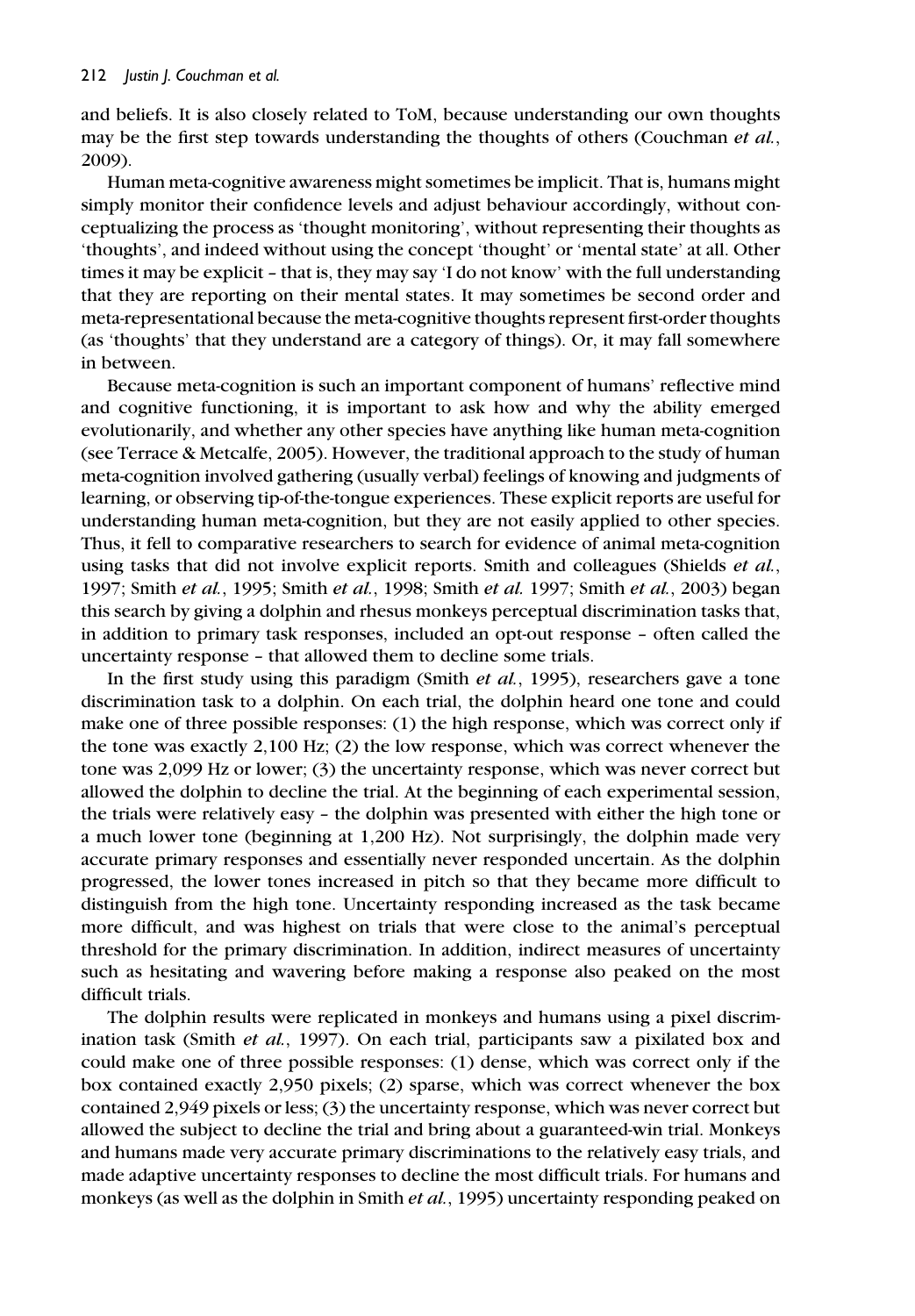and beliefs. It is also closely related to ToM, because understanding our own thoughts may be the first step towards understanding the thoughts of others (Couchman *et al.*, 2009).

Human meta-cognitive awareness might sometimes be implicit. That is, humans might simply monitor their confidence levels and adjust behaviour accordingly, without conceptualizing the process as 'thought monitoring', without representing their thoughts as 'thoughts', and indeed without using the concept 'thought' or 'mental state' at all. Other times it may be explicit – that is, they may say 'I do not know' with the full understanding that they are reporting on their mental states. It may sometimes be second order and meta-representational because the meta-cognitive thoughts represent first-order thoughts (as 'thoughts' that they understand are a category of things). Or, it may fall somewhere in between.

Because meta-cognition is such an important component of humans' reflective mind and cognitive functioning, it is important to ask how and why the ability emerged evolutionarily, and whether any other species have anything like human meta-cognition (see Terrace & Metcalfe, 2005). However, the traditional approach to the study of human meta-cognition involved gathering (usually verbal) feelings of knowing and judgments of learning, or observing tip-of-the-tongue experiences. These explicit reports are useful for understanding human meta-cognition, but they are not easily applied to other species. Thus, it fell to comparative researchers to search for evidence of animal meta-cognition using tasks that did not involve explicit reports. Smith and colleagues (Shields *et al.*, 1997; Smith *et al.*, 1995; Smith *et al.*, 1998; Smith *et al.* 1997; Smith *et al.*, 2003) began this search by giving a dolphin and rhesus monkeys perceptual discrimination tasks that, in addition to primary task responses, included an opt-out response – often called the uncertainty response – that allowed them to decline some trials.

In the first study using this paradigm (Smith *et al.*, 1995), researchers gave a tone discrimination task to a dolphin. On each trial, the dolphin heard one tone and could make one of three possible responses: (1) the high response, which was correct only if the tone was exactly 2,100 Hz; (2) the low response, which was correct whenever the tone was 2,099 Hz or lower; (3) the uncertainty response, which was never correct but allowed the dolphin to decline the trial. At the beginning of each experimental session, the trials were relatively easy – the dolphin was presented with either the high tone or a much lower tone (beginning at 1,200 Hz). Not surprisingly, the dolphin made very accurate primary responses and essentially never responded uncertain. As the dolphin progressed, the lower tones increased in pitch so that they became more difficult to distinguish from the high tone. Uncertainty responding increased as the task became more difficult, and was highest on trials that were close to the animal's perceptual threshold for the primary discrimination. In addition, indirect measures of uncertainty such as hesitating and wavering before making a response also peaked on the most difficult trials.

The dolphin results were replicated in monkeys and humans using a pixel discrimination task (Smith *et al.*, 1997). On each trial, participants saw a pixilated box and could make one of three possible responses: (1) dense, which was correct only if the box contained exactly 2,950 pixels; (2) sparse, which was correct whenever the box contained 2,949 pixels or less; (3) the uncertainty response, which was never correct but allowed the subject to decline the trial and bring about a guaranteed-win trial. Monkeys and humans made very accurate primary discriminations to the relatively easy trials, and made adaptive uncertainty responses to decline the most difficult trials. For humans and monkeys (as well as the dolphin in Smith *et al.*, 1995) uncertainty responding peaked on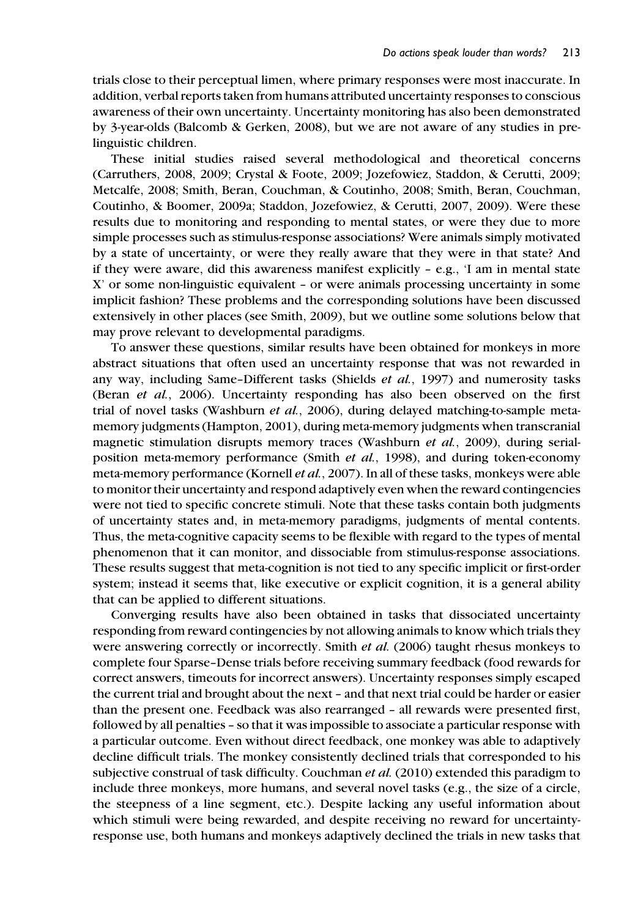trials close to their perceptual limen, where primary responses were most inaccurate. In addition, verbal reports taken from humans attributed uncertainty responses to conscious awareness of their own uncertainty. Uncertainty monitoring has also been demonstrated by 3-year-olds (Balcomb & Gerken, 2008), but we are not aware of any studies in prelinguistic children.

These initial studies raised several methodological and theoretical concerns (Carruthers, 2008, 2009; Crystal & Foote, 2009; Jozefowiez, Staddon, & Cerutti, 2009; Metcalfe, 2008; Smith, Beran, Couchman, & Coutinho, 2008; Smith, Beran, Couchman, Coutinho, & Boomer, 2009a; Staddon, Jozefowiez, & Cerutti, 2007, 2009). Were these results due to monitoring and responding to mental states, or were they due to more simple processes such as stimulus-response associations? Were animals simply motivated by a state of uncertainty, or were they really aware that they were in that state? And if they were aware, did this awareness manifest explicitly – e.g., 'I am in mental state X' or some non-linguistic equivalent – or were animals processing uncertainty in some implicit fashion? These problems and the corresponding solutions have been discussed extensively in other places (see Smith, 2009), but we outline some solutions below that may prove relevant to developmental paradigms.

To answer these questions, similar results have been obtained for monkeys in more abstract situations that often used an uncertainty response that was not rewarded in any way, including Same–Different tasks (Shields *et al.*, 1997) and numerosity tasks (Beran *et al.*, 2006). Uncertainty responding has also been observed on the first trial of novel tasks (Washburn *et al.*, 2006), during delayed matching-to-sample meta-memory judgments (Hampton, 2001), during meta-memory judgments when transcranial magnetic stimulation disrupts memory traces (Washburn *et al.*, 2009), during serial-position meta-memory performance (Smith *et al.*, 1998), and during token-economy meta-memory performance (Kornell *et al.*, 2007). In all of these tasks, monkeys were able to monitor their uncertainty and respond adaptively even when the reward contingencies were not tied to specific concrete stimuli. Note that these tasks contain both judgments of uncertainty states and, in meta-memory paradigms, judgments of mental contents. Thus, the meta-cognitive capacity seems to be flexible with regard to the types of mental phenomenon that it can monitor, and dissociable from stimulus-response associations. These results suggest that meta-cognition is not tied to any specific implicit or first-order system; instead it seems that, like executive or explicit cognition, it is a general ability that can be applied to different situations.

Converging results have also been obtained in tasks that dissociated uncertainty responding from reward contingencies by not allowing animals to know which trials they were answering correctly or incorrectly. Smith *et al.* (2006) taught rhesus monkeys to complete four Sparse–Dense trials before receiving summary feedback (food rewards for correct answers, timeouts for incorrect answers). Uncertainty responses simply escaped the current trial and brought about the next – and that next trial could be harder or easier than the present one. Feedback was also rearranged – all rewards were presented first, followed by all penalties – so that it was impossible to associate a particular response with a particular outcome. Even without direct feedback, one monkey was able to adaptively decline difficult trials. The monkey consistently declined trials that corresponded to his subjective construal of task difficulty. Couchman *et al.* (2010) extended this paradigm to include three monkeys, more humans, and several novel tasks (e.g., the size of a circle, the steepness of a line segment, etc.). Despite lacking any useful information about which stimuli were being rewarded, and despite receiving no reward for uncertainty-response use, both humans and monkeys adaptively declined the trials in new tasks that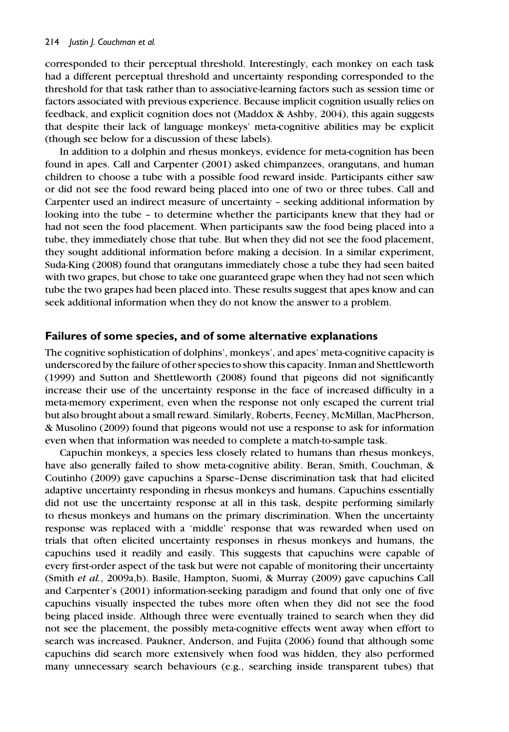corresponded to their perceptual threshold. Interestingly, each monkey on each task had a different perceptual threshold and uncertainty responding corresponded to the threshold for that task rather than to associative-learning factors such as session time or factors associated with previous experience. Because implicit cognition usually relies on feedback, and explicit cognition does not (Maddox & Ashby, 2004), this again suggests that despite their lack of language monkeys' meta-cognitive abilities may be explicit (though see below for a discussion of these labels).

In addition to a dolphin and rhesus monkeys, evidence for meta-cognition has been found in apes. Call and Carpenter (2001) asked chimpanzees, orangutans, and human children to choose a tube with a possible food reward inside. Participants either saw or did not see the food reward being placed into one of two or three tubes. Call and Carpenter used an indirect measure of uncertainty – seeking additional information by looking into the tube – to determine whether the participants knew that they had or had not seen the food placement. When participants saw the food being placed into a tube, they immediately chose that tube. But when they did not see the food placement, they sought additional information before making a decision. In a similar experiment, Suda-King (2008) found that orangutans immediately chose a tube they had seen baited with two grapes, but chose to take one guaranteed grape when they had not seen which tube the two grapes had been placed into. These results suggest that apes know and can seek additional information when they do not know the answer to a problem.

## Failures of some species, and of some alternative explanations

The cognitive sophistication of dolphins', monkeys', and apes' meta-cognitive capacity is underscored by the failure of other species to show this capacity. Inman and Shettleworth (1999) and Sutton and Shettleworth (2008) found that pigeons did not significantly increase their use of the uncertainty response in the face of increased difficulty in a meta-memory experiment, even when the response not only escaped the current trial but also brought about a small reward. Similarly, Roberts, Feeney, McMillan, MacPherson, & Musolino (2009) found that pigeons would not use a response to ask for information even when that information was needed to complete a match-to-sample task.

Capuchin monkeys, a species less closely related to humans than rhesus monkeys, have also generally failed to show meta-cognitive ability. Beran, Smith, Couchman, & Coutinho (2009) gave capuchins a Sparse–Dense discrimination task that had elicited adaptive uncertainty responding in rhesus monkeys and humans. Capuchins essentially did not use the uncertainty response at all in this task, despite performing similarly to rhesus monkeys and humans on the primary discrimination. When the uncertainty response was replaced with a 'middle' response that was rewarded when used on trials that often elicited uncertainty responses in rhesus monkeys and humans, the capuchins used it readily and easily. This suggests that capuchins were capable of every first-order aspect of the task but were not capable of monitoring their uncertainty (Smith *et al.*, 2009a,b). Basile, Hampton, Suomi, & Murray (2009) gave capuchins Call and Carpenter's (2001) information-seeking paradigm and found that only one of five capuchins visually inspected the tubes more often when they did not see the food being placed inside. Although three were eventually trained to search when they did not see the placement, the possibly meta-cognitive effects went away when effort to search was increased. Paukner, Anderson, and Fujita (2006) found that although some capuchins did search more extensively when food was hidden, they also performed many unnecessary search behaviours (e.g., searching inside transparent tubes) that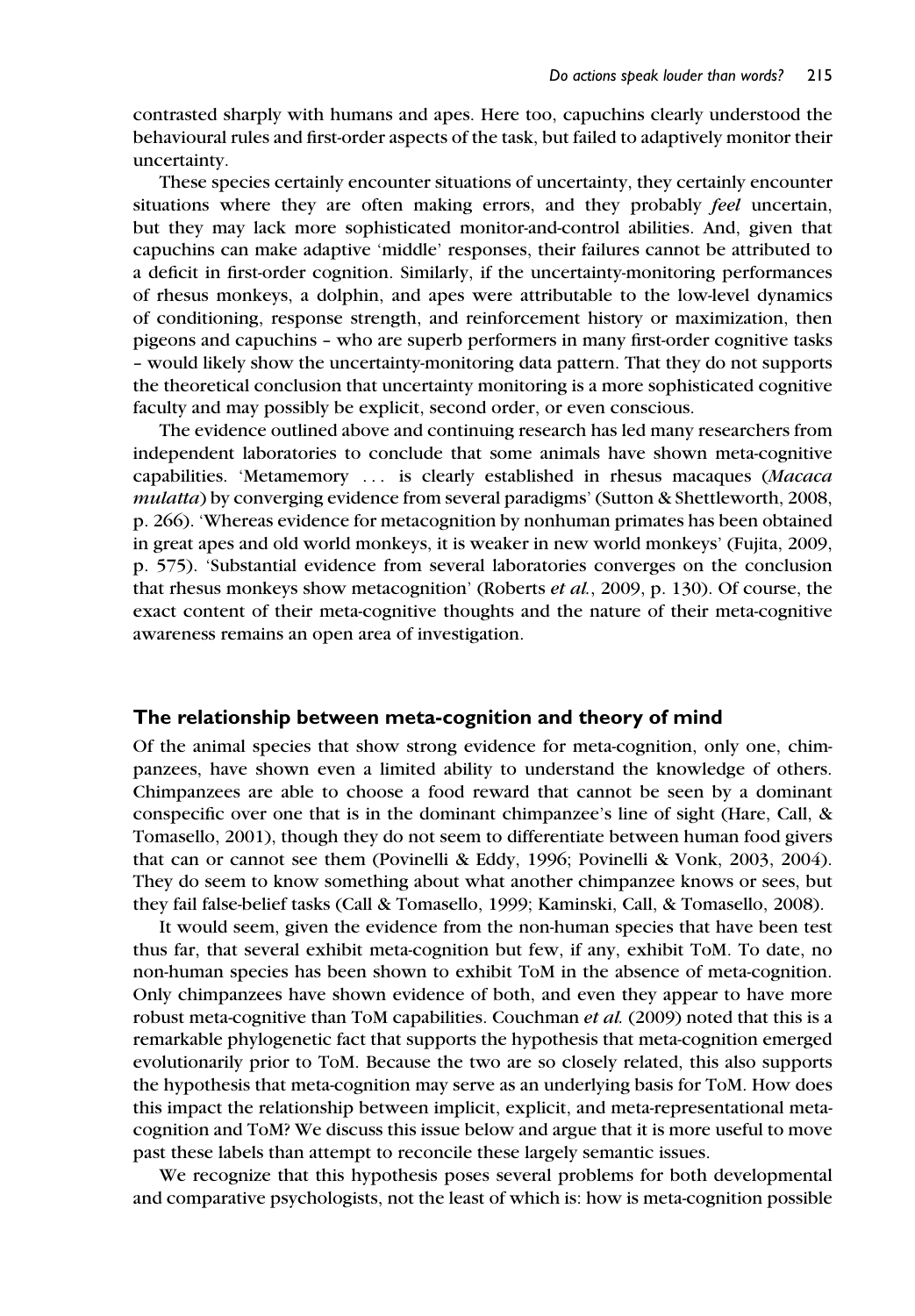contrasted sharply with humans and apes. Here too, capuchins clearly understood the behavioural rules and first-order aspects of the task, but failed to adaptively monitor their uncertainty.

These species certainly encounter situations of uncertainty, they certainly encounter situations where they are often making errors, and they probably *feel* uncertain, but they may lack more sophisticated monitor-and-control abilities. And, given that capuchins can make adaptive 'middle' responses, their failures cannot be attributed to a deficit in first-order cognition. Similarly, if the uncertainty-monitoring performances of rhesus monkeys, a dolphin, and apes were attributable to the low-level dynamics of conditioning, response strength, and reinforcement history or maximization, then pigeons and capuchins – who are superb performers in many first-order cognitive tasks – would likely show the uncertainty-monitoring data pattern. That they do not supports the theoretical conclusion that uncertainty monitoring is a more sophisticated cognitive faculty and may possibly be explicit, second order, or even conscious.

The evidence outlined above and continuing research has led many researchers from independent laboratories to conclude that some animals have shown meta-cognitive capabilities. 'Metamemory ... is clearly established in rhesus macaques (*Macaca mulatta*) by converging evidence from several paradigms' (Sutton & Shettleworth, 2008, p. 266). 'Whereas evidence for metacognition by nonhuman primates has been obtained in great apes and old world monkeys, it is weaker in new world monkeys' (Fujita, 2009, p. 575). 'Substantial evidence from several laboratories converges on the conclusion that rhesus monkeys show metacognition' (Roberts *et al.*, 2009, p. 130). Of course, the exact content of their meta-cognitive thoughts and the nature of their meta-cognitive awareness remains an open area of investigation.

## The relationship between meta-cognition and theory of mind

Of the animal species that show strong evidence for meta-cognition, only one, chimpanzees, have shown even a limited ability to understand the knowledge of others. Chimpanzees are able to choose a food reward that cannot be seen by a dominant conspecific over one that is in the dominant chimpanzee's line of sight (Hare, Call, & Tomasello, 2001), though they do not seem to differentiate between human food givers that can or cannot see them (Povinelli & Eddy, 1996; Povinelli & Vonk, 2003, 2004). They do seem to know something about what another chimpanzee knows or sees, but they fail false-belief tasks (Call & Tomasello, 1999; Kaminski, Call, & Tomasello, 2008).

It would seem, given the evidence from the non-human species that have been test thus far, that several exhibit meta-cognition but few, if any, exhibit ToM. To date, no non-human species has been shown to exhibit ToM in the absence of meta-cognition. Only chimpanzees have shown evidence of both, and even they appear to have more robust meta-cognitive than ToM capabilities. Couchman *et al.* (2009) noted that this is a remarkable phylogenetic fact that supports the hypothesis that meta-cognition emerged evolutionarily prior to ToM. Because the two are so closely related, this also supports the hypothesis that meta-cognition may serve as an underlying basis for ToM. How does this impact the relationship between implicit, explicit, and meta-representational meta-cognition and ToM? We discuss this issue below and argue that it is more useful to move past these labels than attempt to reconcile these largely semantic issues.

We recognize that this hypothesis poses several problems for both developmental and comparative psychologists, not the least of which is: how is meta-cognition possible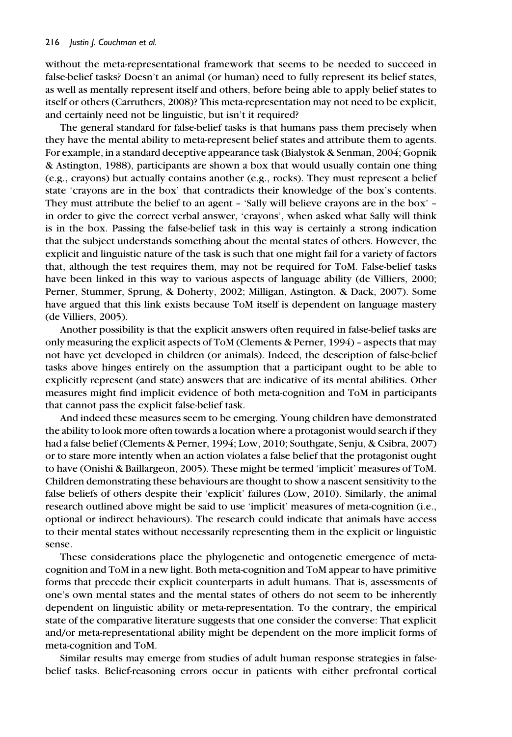without the meta-representational framework that seems to be needed to succeed in false-belief tasks? Doesn't an animal (or human) need to fully represent its belief states, as well as mentally represent itself and others, before being able to apply belief states to itself or others (Carruthers, 2008)? This meta-representation may not need to be explicit, and certainly need not be linguistic, but isn't it required?

The general standard for false-belief tasks is that humans pass them precisely when they have the mental ability to meta-represent belief states and attribute them to agents. For example, in a standard deceptive appearance task (Bialystok & Senman, 2004; Gopnik & Astington, 1988), participants are shown a box that would usually contain one thing (e.g., crayons) but actually contains another (e.g., rocks). They must represent a belief state 'crayons are in the box' that contradicts their knowledge of the box's contents. They must attribute the belief to an agent – 'Sally will believe crayons are in the box' – in order to give the correct verbal answer, 'crayons', when asked what Sally will think is in the box. Passing the false-belief task in this way is certainly a strong indication that the subject understands something about the mental states of others. However, the explicit and linguistic nature of the task is such that one might fail for a variety of factors that, although the test requires them, may not be required for ToM. False-belief tasks have been linked in this way to various aspects of language ability (de Villiers, 2000; Perner, Stummer, Sprung, & Doherty, 2002; Milligan, Astington, & Dack, 2007). Some have argued that this link exists because ToM itself is dependent on language mastery (de Villiers, 2005).

Another possibility is that the explicit answers often required in false-belief tasks are only measuring the explicit aspects of ToM (Clements & Perner, 1994) – aspects that may not have yet developed in children (or animals). Indeed, the description of false-belief tasks above hinges entirely on the assumption that a participant ought to be able to explicitly represent (and state) answers that are indicative of its mental abilities. Other measures might find implicit evidence of both meta-cognition and ToM in participants that cannot pass the explicit false-belief task.

And indeed these measures seem to be emerging. Young children have demonstrated the ability to look more often towards a location where a protagonist would search if they had a false belief (Clements & Perner, 1994; Low, 2010; Southgate, Senju, & Csibra, 2007) or to stare more intently when an action violates a false belief that the protagonist ought to have (Onishi & Baillargeon, 2005). These might be termed 'implicit' measures of ToM. Children demonstrating these behaviours are thought to show a nascent sensitivity to the false beliefs of others despite their 'explicit' failures (Low, 2010). Similarly, the animal research outlined above might be said to use 'implicit' measures of meta-cognition (i.e., optional or indirect behaviours). The research could indicate that animals have access to their mental states without necessarily representing them in the explicit or linguistic sense.

These considerations place the phylogenetic and ontogenetic emergence of meta-cognition and ToM in a new light. Both meta-cognition and ToM appear to have primitive forms that precede their explicit counterparts in adult humans. That is, assessments of one's own mental states and the mental states of others do not seem to be inherently dependent on linguistic ability or meta-representation. To the contrary, the empirical state of the comparative literature suggests that one consider the converse: That explicit and/or meta-representational ability might be dependent on the more implicit forms of meta-cognition and ToM.

Similar results may emerge from studies of adult human response strategies in false-belief tasks. Belief-reasoning errors occur in patients with either prefrontal cortical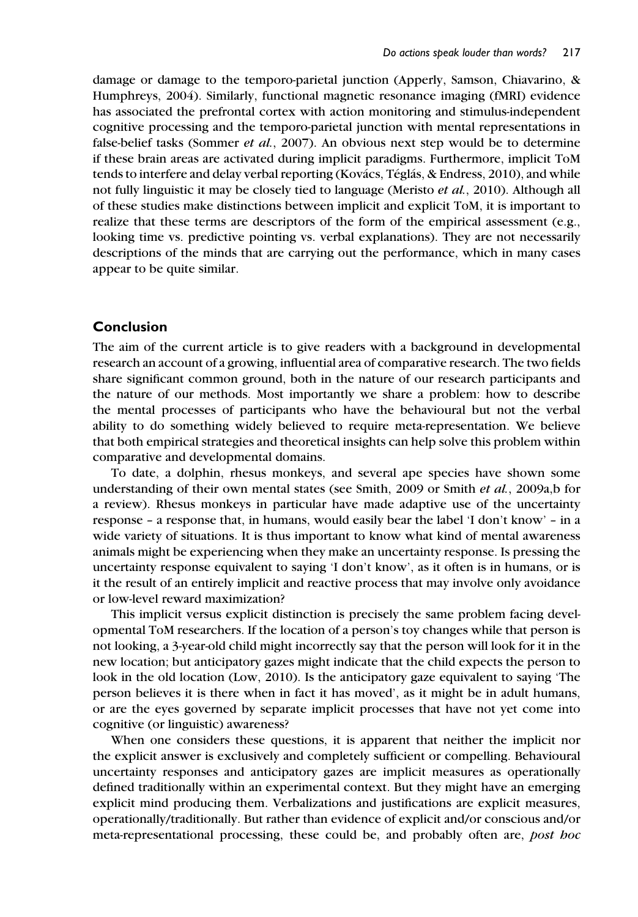damage or damage to the temporo-parietal junction (Apperly, Samson, Chiavarino, & Humphreys, 2004). Similarly, functional magnetic resonance imaging (fMRI) evidence has associated the prefrontal cortex with action monitoring and stimulus-independent cognitive processing and the temporo-parietal junction with mental representations in false-belief tasks (Sommer *et al.*, 2007). An obvious next step would be to determine if these brain areas are activated during implicit paradigms. Furthermore, implicit ToM tends to interfere and delay verbal reporting (Kovács, Téglás, & Endress, 2010), and while not fully linguistic it may be closely tied to language (Meristo *et al.*, 2010). Although all of these studies make distinctions between implicit and explicit ToM, it is important to realize that these terms are descriptors of the form of the empirical assessment (e.g., looking time vs. predictive pointing vs. verbal explanations). They are not necessarily descriptions of the minds that are carrying out the performance, which in many cases appear to be quite similar.

## Conclusion

The aim of the current article is to give readers with a background in developmental research an account of a growing, influential area of comparative research. The two fields share significant common ground, both in the nature of our research participants and the nature of our methods. Most importantly we share a problem: how to describe the mental processes of participants who have the behavioural but not the verbal ability to do something widely believed to require meta-representation. We believe that both empirical strategies and theoretical insights can help solve this problem within comparative and developmental domains.

To date, a dolphin, rhesus monkeys, and several ape species have shown some understanding of their own mental states (see Smith, 2009 or Smith *et al.*, 2009a,b for a review). Rhesus monkeys in particular have made adaptive use of the uncertainty response – a response that, in humans, would easily bear the label 'I don't know' – in a wide variety of situations. It is thus important to know what kind of mental awareness animals might be experiencing when they make an uncertainty response. Is pressing the uncertainty response equivalent to saying 'I don't know', as it often is in humans, or is it the result of an entirely implicit and reactive process that may involve only avoidance or low-level reward maximization?

This implicit versus explicit distinction is precisely the same problem facing developmental ToM researchers. If the location of a person's toy changes while that person is not looking, a 3-year-old child might incorrectly say that the person will look for it in the new location; but anticipatory gazes might indicate that the child expects the person to look in the old location (Low, 2010). Is the anticipatory gaze equivalent to saying 'The person believes it is there when in fact it has moved', as it might be in adult humans, or are the eyes governed by separate implicit processes that have not yet come into cognitive (or linguistic) awareness?

When one considers these questions, it is apparent that neither the implicit nor the explicit answer is exclusively and completely sufficient or compelling. Behavioural uncertainty responses and anticipatory gazes are implicit measures as operationally defined traditionally within an experimental context. But they might have an emerging explicit mind producing them. Verbalizations and justifications are explicit measures, operationally/traditionally. But rather than evidence of explicit and/or conscious and/or meta-representational processing, these could be, and probably often are, *post hoc*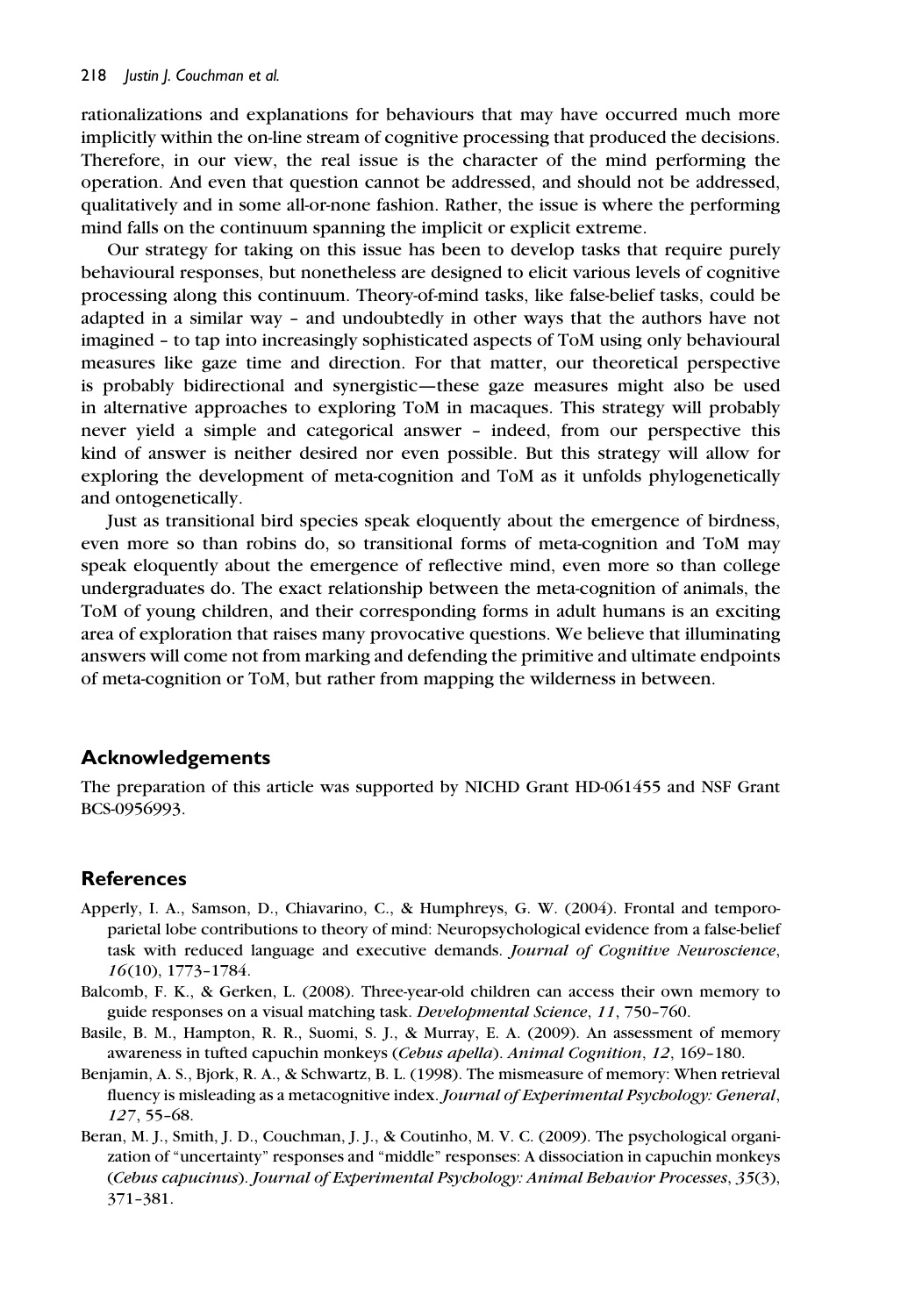rationalizations and explanations for behaviours that may have occurred much more implicitly within the on-line stream of cognitive processing that produced the decisions. Therefore, in our view, the real issue is the character of the mind performing the operation. And even that question cannot be addressed, and should not be addressed, qualitatively and in some all-or-none fashion. Rather, the issue is where the performing mind falls on the continuum spanning the implicit or explicit extreme.

Our strategy for taking on this issue has been to develop tasks that require purely behavioural responses, but nonetheless are designed to elicit various levels of cognitive processing along this continuum. Theory-of-mind tasks, like false-belief tasks, could be adapted in a similar way – and undoubtedly in other ways that the authors have not imagined – to tap into increasingly sophisticated aspects of ToM using only behavioural measures like gaze time and direction. For that matter, our theoretical perspective is probably bidirectional and synergistic—these gaze measures might also be used in alternative approaches to exploring ToM in macaques. This strategy will probably never yield a simple and categorical answer – indeed, from our perspective this kind of answer is neither desired nor even possible. But this strategy will allow for exploring the development of meta-cognition and ToM as it unfolds phylogenetically and ontogenetically.

Just as transitional bird species speak eloquently about the emergence of birdness, even more so than robins do, so transitional forms of meta-cognition and ToM may speak eloquently about the emergence of reflective mind, even more so than college undergraduates do. The exact relationship between the meta-cognition of animals, the ToM of young children, and their corresponding forms in adult humans is an exciting area of exploration that raises many provocative questions. We believe that illuminating answers will come not from marking and defending the primitive and ultimate endpoints of meta-cognition or ToM, but rather from mapping the wilderness in between.

## Acknowledgements

The preparation of this article was supported by NICHD Grant HD-061455 and NSF Grant BCS-0956993.

## References

Apperly, I. A., Samson, D., Chiavarino, C., & Humphreys, G. W. (2004). Frontal and temporo-parietal lobe contributions to theory of mind: Neuropsychological evidence from a false-belief task with reduced language and executive demands. *Journal of Cognitive Neuroscience*, *16*(10), 1773–1784.

Balcomb, F. K., & Gerken, L. (2008). Three-year-old children can access their own memory to guide responses on a visual matching task. *Developmental Science*, *11*, 750–760.

Basile, B. M., Hampton, R. R., Suomi, S. J., & Murray, E. A. (2009). An assessment of memory awareness in tufted capuchin monkeys (*Cebus apella*). *Animal Cognition*, *12*, 169–180.

Benjamin, A. S., Bjork, R. A., & Schwartz, B. L. (1998). The mismeasure of memory: When retrieval fluency is misleading as a metacognitive index. *Journal of Experimental Psychology: General*, *127*, 55–68.

Beran, M. J., Smith, J. D., Couchman, J. J., & Coutinho, M. V. C. (2009). The psychological organization of "uncertainty" responses and "middle" responses: A dissociation in capuchin monkeys (*Cebus capucinus*). *Journal of Experimental Psychology: Animal Behavior Processes*, *35*(3), 371–381.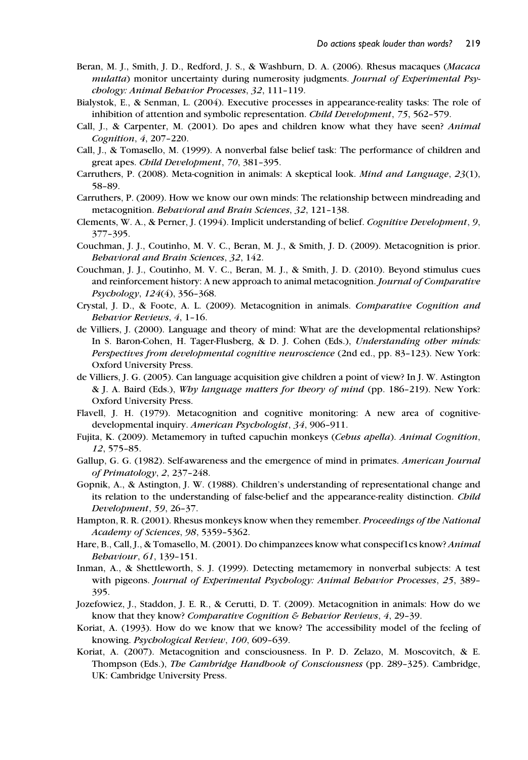Beran, M. J., Smith, J. D., Redford, J. S., & Washburn, D. A. (2006). Rhesus macaques (*Macaca mulatta*) monitor uncertainty during numerosity judgments. *Journal of Experimental Psychology: Animal Behavior Processes*, *32*, 111–119.

Bialystok, E., & Senman, L. (2004). Executive processes in appearance-reality tasks: The role of inhibition of attention and symbolic representation. *Child Development*, *75*, 562–579.

Call, J., & Carpenter, M. (2001). Do apes and children know what they have seen? *Animal Cognition*, *4*, 207–220.

Call, J., & Tomasello, M. (1999). A nonverbal false belief task: The performance of children and great apes. *Child Development*, *70*, 381–395.

Carruthers, P. (2008). Meta-cognition in animals: A skeptical look. *Mind and Language*, *23*(1), 58–89.

Carruthers, P. (2009). How we know our own minds: The relationship between mindreading and metacognition. *Behavioral and Brain Sciences*, *32*, 121–138.

Clements, W. A., & Perner, J. (1994). Implicit understanding of belief. *Cognitive Development*, *9*, 377–395.

Couchman, J. J., Coutinho, M. V. C., Beran, M. J., & Smith, J. D. (2009). Metacognition is prior. *Behavioral and Brain Sciences*, *32*, 142.

Couchman, J. J., Coutinho, M. V. C., Beran, M. J., & Smith, J. D. (2010). Beyond stimulus cues and reinforcement history: A new approach to animal metacognition. *Journal of Comparative Psychology*, *124*(4), 356–368.

Crystal, J. D., & Foote, A. L. (2009). Metacognition in animals. *Comparative Cognition and Behavior Reviews*, *4*, 1–16.

de Villiers, J. (2000). Language and theory of mind: What are the developmental relationships? In S. Baron-Cohen, H. Tager-Flusberg, & D. J. Cohen (Eds.), *Understanding other minds: Perspectives from developmental cognitive neuroscience* (2nd ed., pp. 83–123). New York: Oxford University Press.

de Villiers, J. G. (2005). Can language acquisition give children a point of view? In J. W. Astington & J. A. Baird (Eds.), *Why language matters for theory of mind* (pp. 186–219). New York: Oxford University Press.

Flavell, J. H. (1979). Metacognition and cognitive monitoring: A new area of cognitive-developmental inquiry. *American Psychologist*, *34*, 906–911.

Fujita, K. (2009). Metamemory in tufted capuchin monkeys (*Cebus apella*). *Animal Cognition*, *12*, 575–85.

Gallup, G. G. (1982). Self-awareness and the emergence of mind in primates. *American Journal of Primatology*, *2*, 237–248.

Gopnik, A., & Astington, J. W. (1988). Children's understanding of representational change and its relation to the understanding of false-belief and the appearance-reality distinction. *Child Development*, *59*, 26–37.

Hampton, R. R. (2001). Rhesus monkeys know when they remember. *Proceedings of the National Academy of Sciences*, *98*, 5359–5362.

Hare, B., Call, J., & Tomasello, M. (2001). Do chimpanzees know what conspecif1cs know? *Animal Behaviour*, *61*, 139–151.

Inman, A., & Shettleworth, S. J. (1999). Detecting metamemory in nonverbal subjects: A test with pigeons. *Journal of Experimental Psychology: Animal Behavior Processes*, *25*, 389–395.

Jozefowiez, J., Staddon, J. E. R., & Cerutti, D. T. (2009). Metacognition in animals: How do we know that they know? *Comparative Cognition & Behavior Reviews*, *4*, 29–39.

Koriat, A. (1993). How do we know that we know? The accessibility model of the feeling of knowing. *Psychological Review*, *100*, 609–639.

Koriat, A. (2007). Metacognition and consciousness. In P. D. Zelazo, M. Moscovitch, & E. Thompson (Eds.), *The Cambridge Handbook of Consciousness* (pp. 289–325). Cambridge, UK: Cambridge University Press.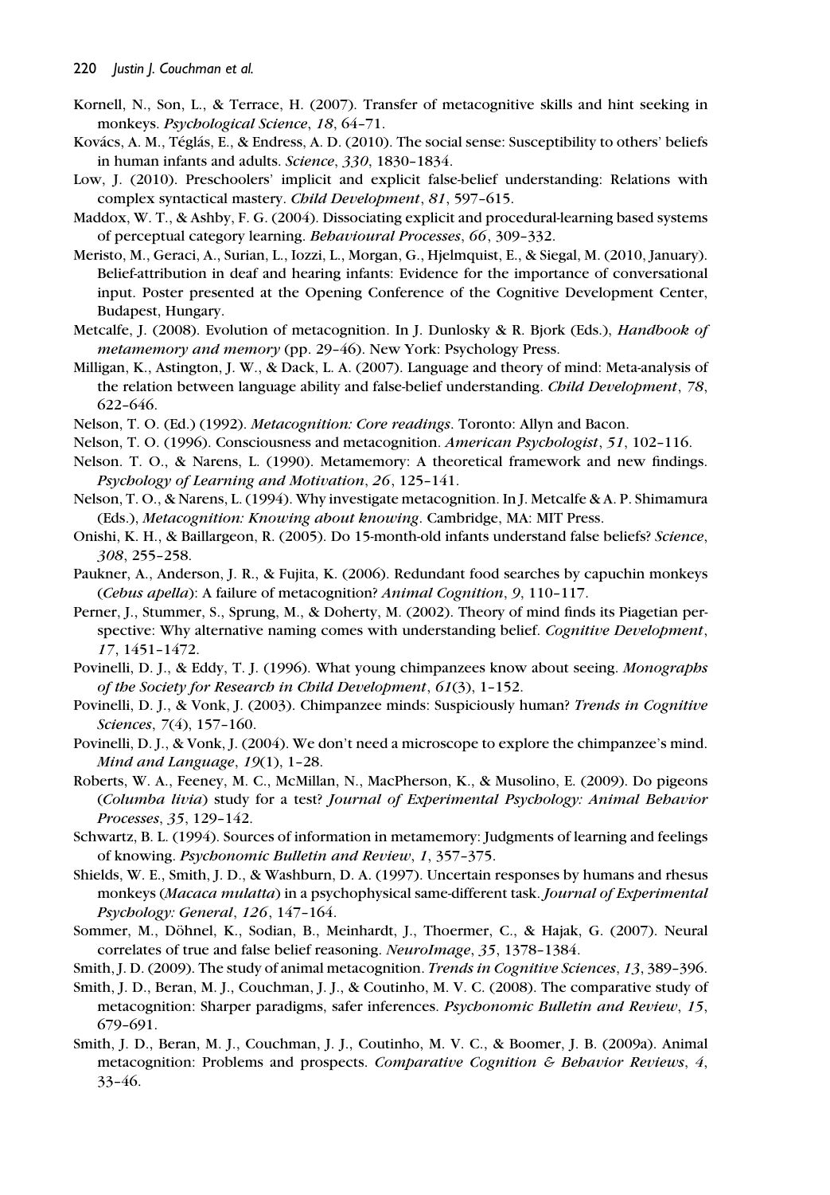Kornell, N., Son, L., & Terrace, H. (2007). Transfer of metacognitive skills and hint seeking in monkeys. *Psychological Science*, *18*, 64–71.

Kovács, A. M., Téglás, E., & Endress, A. D. (2010). The social sense: Susceptibility to others' beliefs in human infants and adults. *Science*, *330*, 1830–1834.

Low, J. (2010). Preschoolers' implicit and explicit false-belief understanding: Relations with complex syntactical mastery. *Child Development*, *81*, 597–615.

Maddox, W. T., & Ashby, F. G. (2004). Dissociating explicit and procedural-learning based systems of perceptual category learning. *Behavioural Processes*, *66*, 309–332.

Meristo, M., Geraci, A., Surian, L., Iozzi, L., Morgan, G., Hjelmquist, E., & Siegal, M. (2010, January). Belief-attribution in deaf and hearing infants: Evidence for the importance of conversational input. Poster presented at the Opening Conference of the Cognitive Development Center, Budapest, Hungary.

Metcalfe, J. (2008). Evolution of metacognition. In J. Dunlosky & R. Bjork (Eds.), *Handbook of metamemory and memory* (pp. 29–46). New York: Psychology Press.

Milligan, K., Astington, J. W., & Dack, L. A. (2007). Language and theory of mind: Meta-analysis of the relation between language ability and false-belief understanding. *Child Development*, *78*, 622–646.

Nelson, T. O. (Ed.) (1992). *Metacognition: Core readings*. Toronto: Allyn and Bacon.

Nelson, T. O. (1996). Consciousness and metacognition. *American Psychologist*, *51*, 102–116.

Nelson. T. O., & Narens, L. (1990). Metamemory: A theoretical framework and new findings. *Psychology of Learning and Motivation*, *26*, 125–141.

Nelson, T. O., & Narens, L. (1994). Why investigate metacognition. In J. Metcalfe & A. P. Shimamura (Eds.), *Metacognition: Knowing about knowing*. Cambridge, MA: MIT Press.

Onishi, K. H., & Baillargeon, R. (2005). Do 15-month-old infants understand false beliefs? *Science*, *308*, 255–258.

Paukner, A., Anderson, J. R., & Fujita, K. (2006). Redundant food searches by capuchin monkeys (*Cebus apella*): A failure of metacognition? *Animal Cognition*, *9*, 110–117.

Perner, J., Stummer, S., Sprung, M., & Doherty, M. (2002). Theory of mind finds its Piagetian perspective: Why alternative naming comes with understanding belief. *Cognitive Development*, *17*, 1451–1472.

Povinelli, D. J., & Eddy, T. J. (1996). What young chimpanzees know about seeing. *Monographs of the Society for Research in Child Development*, *61*(3), 1–152.

Povinelli, D. J., & Vonk, J. (2003). Chimpanzee minds: Suspiciously human? *Trends in Cognitive Sciences*, *7*(4), 157–160.

Povinelli, D. J., & Vonk, J. (2004). We don't need a microscope to explore the chimpanzee's mind. *Mind and Language*, *19*(1), 1–28.

Roberts, W. A., Feeney, M. C., McMillan, N., MacPherson, K., & Musolino, E. (2009). Do pigeons (*Columba livia*) study for a test? *Journal of Experimental Psychology: Animal Behavior Processes*, *35*, 129–142.

Schwartz, B. L. (1994). Sources of information in metamemory: Judgments of learning and feelings of knowing. *Psychonomic Bulletin and Review*, *1*, 357–375.

Shields, W. E., Smith, J. D., & Washburn, D. A. (1997). Uncertain responses by humans and rhesus monkeys (*Macaca mulatta*) in a psychophysical same-different task. *Journal of Experimental Psychology: General*, *126*, 147–164.

Sommer, M., Döhnel, K., Sodian, B., Meinhardt, J., Thoermer, C., & Hajak, G. (2007). Neural correlates of true and false belief reasoning. *NeuroImage*, *35*, 1378–1384.

Smith, J. D. (2009). The study of animal metacognition. *Trends in Cognitive Sciences*, *13*, 389–396.

Smith, J. D., Beran, M. J., Couchman, J. J., & Coutinho, M. V. C. (2008). The comparative study of metacognition: Sharper paradigms, safer inferences. *Psychonomic Bulletin and Review*, *15*, 679–691.

Smith, J. D., Beran, M. J., Couchman, J. J., Coutinho, M. V. C., & Boomer, J. B. (2009a). Animal metacognition: Problems and prospects. *Comparative Cognition & Behavior Reviews*, *4*, 33–46.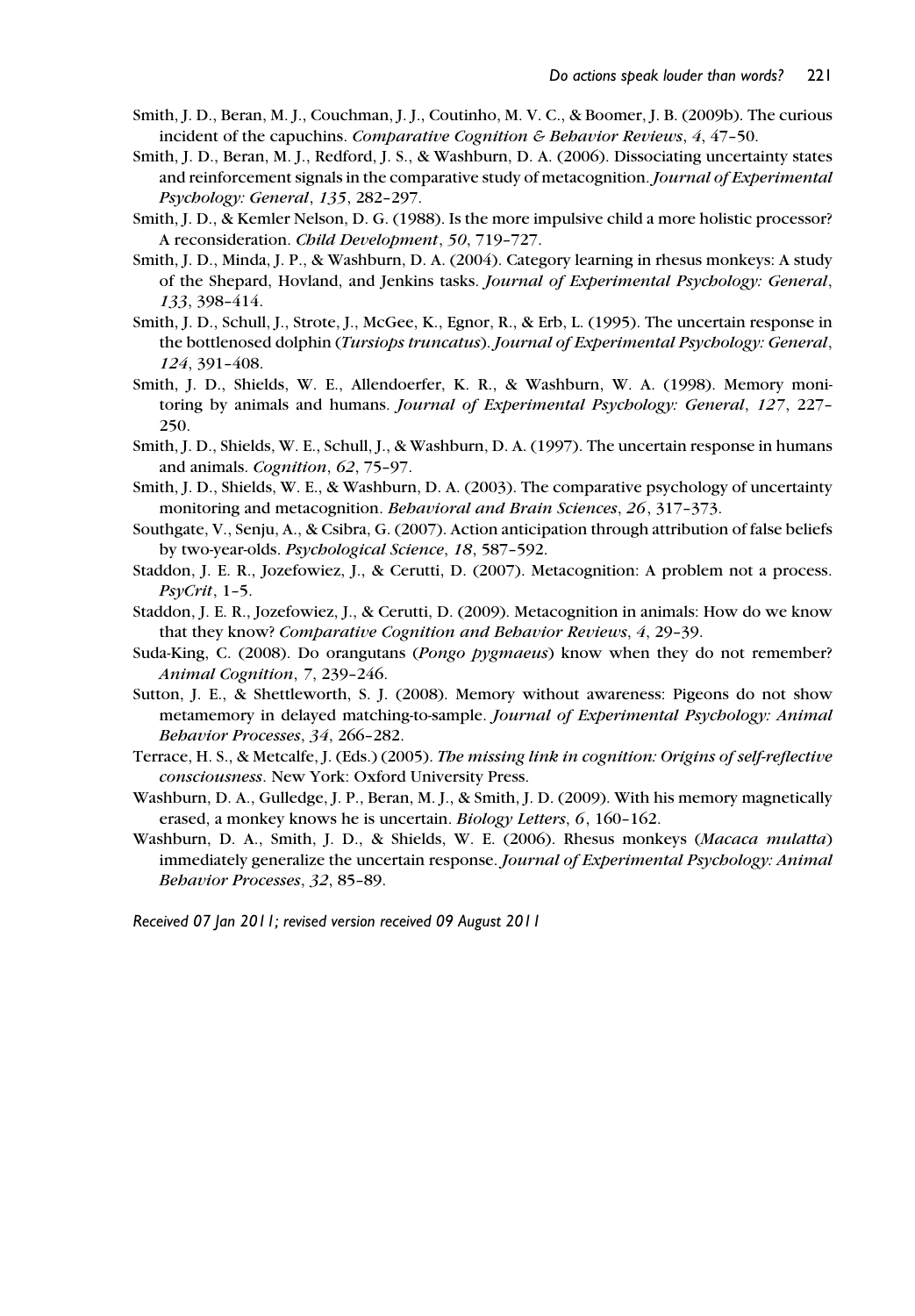Smith, J. D., Beran, M. J., Couchman, J. J., Coutinho, M. V. C., & Boomer, J. B. (2009b). The curious incident of the capuchins. *Comparative Cognition & Behavior Reviews*, *4*, 47–50.

Smith, J. D., Beran, M. J., Redford, J. S., & Washburn, D. A. (2006). Dissociating uncertainty states and reinforcement signals in the comparative study of metacognition. *Journal of Experimental Psychology: General*, *135*, 282–297.

Smith, J. D., & Kemler Nelson, D. G. (1988). Is the more impulsive child a more holistic processor? A reconsideration. *Child Development*, *50*, 719–727.

Smith, J. D., Minda, J. P., & Washburn, D. A. (2004). Category learning in rhesus monkeys: A study of the Shepard, Hovland, and Jenkins tasks. *Journal of Experimental Psychology: General*, *133*, 398–414.

Smith, J. D., Schull, J., Strote, J., McGee, K., Egnor, R., & Erb, L. (1995). The uncertain response in the bottlenosed dolphin (*Tursiops truncatus*). *Journal of Experimental Psychology: General*, *124*, 391–408.

Smith, J. D., Shields, W. E., Allendoerfer, K. R., & Washburn, W. A. (1998). Memory monitoring by animals and humans. *Journal of Experimental Psychology: General*, *127*, 227–250.

Smith, J. D., Shields, W. E., Schull, J., & Washburn, D. A. (1997). The uncertain response in humans and animals. *Cognition*, *62*, 75–97.

Smith, J. D., Shields, W. E., & Washburn, D. A. (2003). The comparative psychology of uncertainty monitoring and metacognition. *Behavioral and Brain Sciences*, *26*, 317–373.

Southgate, V., Senju, A., & Csibra, G. (2007). Action anticipation through attribution of false beliefs by two-year-olds. *Psychological Science*, *18*, 587–592.

Staddon, J. E. R., Jozefowiez, J., & Cerutti, D. (2007). Metacognition: A problem not a process. *PsyCrit*, 1–5.

Staddon, J. E. R., Jozefowiez, J., & Cerutti, D. (2009). Metacognition in animals: How do we know that they know? *Comparative Cognition and Behavior Reviews*, *4*, 29–39.

Suda-King, C. (2008). Do orangutans (*Pongo pygmaeus*) know when they do not remember? *Animal Cognition*, *7*, 239–246.

Sutton, J. E., & Shettleworth, S. J. (2008). Memory without awareness: Pigeons do not show metamemory in delayed matching-to-sample. *Journal of Experimental Psychology: Animal Behavior Processes*, *34*, 266–282.

Terrace, H. S., & Metcalfe, J. (Eds.) (2005). *The missing link in cognition: Origins of self-reflective consciousness*. New York: Oxford University Press.

Washburn, D. A., Gulledge, J. P., Beran, M. J., & Smith, J. D. (2009). With his memory magnetically erased, a monkey knows he is uncertain. *Biology Letters*, *6*, 160–162.

Washburn, D. A., Smith, J. D., & Shields, W. E. (2006). Rhesus monkeys (*Macaca mulatta*) immediately generalize the uncertain response. *Journal of Experimental Psychology: Animal Behavior Processes*, *32*, 85–89.

*Received 07 Jan 2011; revised version received 09 August 2011*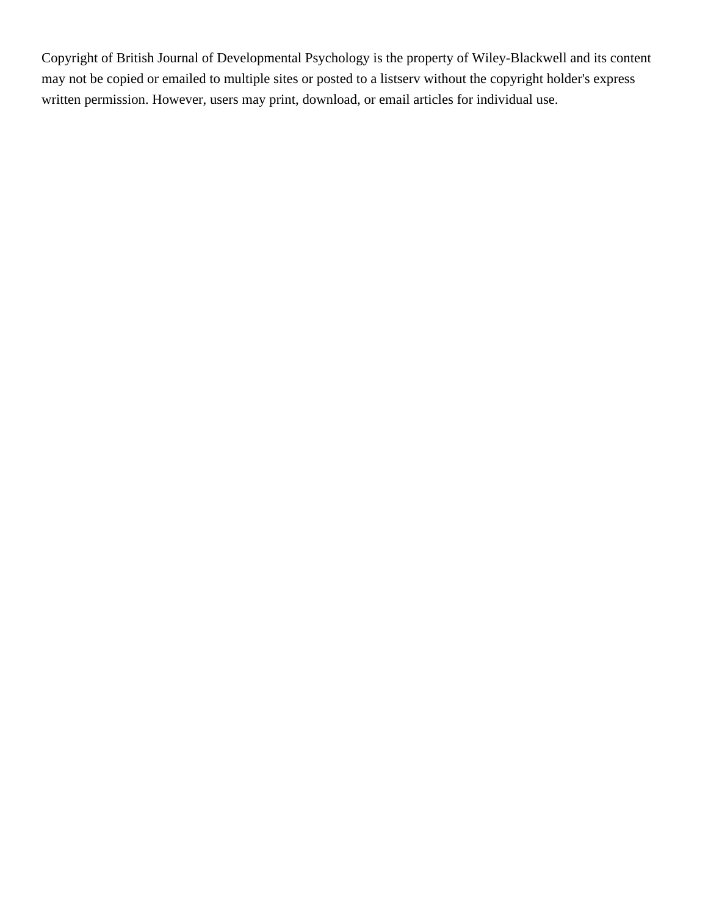Copyright of British Journal of Developmental Psychology is the property of Wiley-Blackwell and its content may not be copied or emailed to multiple sites or posted to a listserv without the copyright holder's express written permission. However, users may print, download, or email articles for individual use.